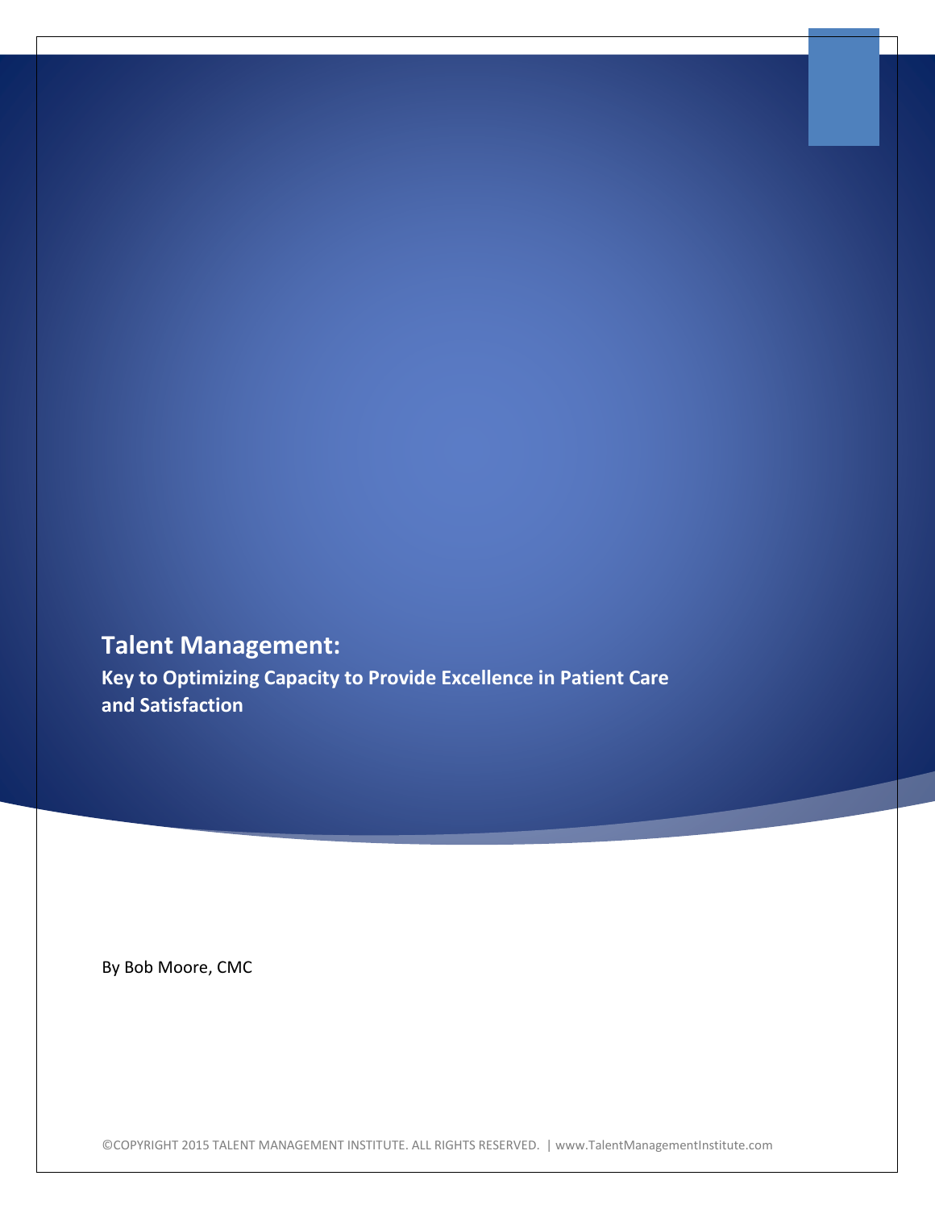# Talent Management:

## Key to Optimizing Capacity to Provide Excellence in Patient Care and Satisfaction

By Bob Moore, CMC

©COPYRIGHT 2015 TALENT MANAGEMENT INSTITUTE. ALL RIGHTS RESERVED. | www.TalentManagementInstitute.com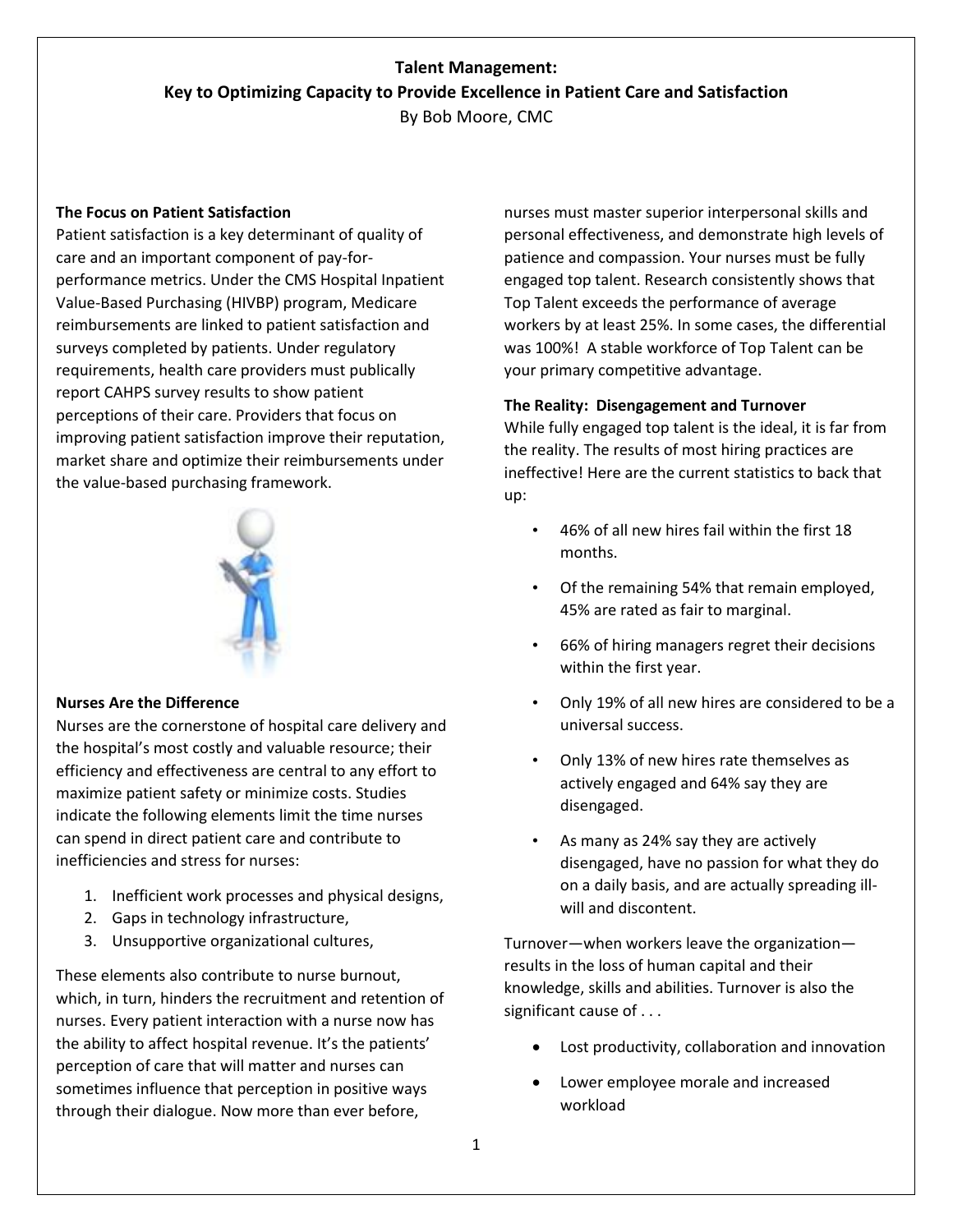# Talent Management: Key to Optimizing Capacity to Provide Excellence in Patient Care and Satisfaction

By Bob Moore, CMC

### The Focus on Patient Satisfaction

Patient satisfaction is a key determinant of quality of care and an important component of pay-for-performance metrics. Under the CMS Hospital Inpatient Value-Based Purchasing (HIVBP) program, Medicare reimbursements are linked to patient satisfaction and surveys completed by patients. Under regulatory requirements, health care providers must publically report CAHPS survey results to show patient perceptions of their care. Providers that focus on improving patient satisfaction improve their reputation, market share and optimize their reimbursements under the value-based purchasing framework.

### Nurses Are the Difference

Nurses are the cornerstone of hospital care delivery and the hospital's most costly and valuable resource; their efficiency and effectiveness are central to any effort to maximize patient safety or minimize costs. Studies indicate the following elements limit the time nurses can spend in direct patient care and contribute to inefficiencies and stress for nurses:

1. Inefficient work processes and physical designs,
2. Gaps in technology infrastructure,
3. Unsupportive organizational cultures,

These elements also contribute to nurse burnout, which, in turn, hinders the recruitment and retention of nurses. Every patient interaction with a nurse now has the ability to affect hospital revenue. It's the patients' perception of care that will matter and nurses can sometimes influence that perception in positive ways through their dialogue. Now more than ever before, nurses must master superior interpersonal skills and personal effectiveness, and demonstrate high levels of patience and compassion. Your nurses must be fully engaged top talent. Research consistently shows that Top Talent exceeds the performance of average workers by at least 25%. In some cases, the differential was 100%! A stable workforce of Top Talent can be your primary competitive advantage.

### The Reality: Disengagement and Turnover

While fully engaged top talent is the ideal, it is far from the reality. The results of most hiring practices are ineffective! Here are the current statistics to back that up:

- 46% of all new hires fail within the first 18 months.
- Of the remaining 54% that remain employed, 45% are rated as fair to marginal.
- 66% of hiring managers regret their decisions within the first year.
- Only 19% of all new hires are considered to be a universal success.
- Only 13% of new hires rate themselves as actively engaged and 64% say they are disengaged.
- As many as 24% say they are actively disengaged, have no passion for what they do on a daily basis, and are actually spreading ill-will and discontent.

Turnover—when workers leave the organization—results in the loss of human capital and their knowledge, skills and abilities. Turnover is also the significant cause of . . .

- Lost productivity, collaboration and innovation
- Lower employee morale and increased workload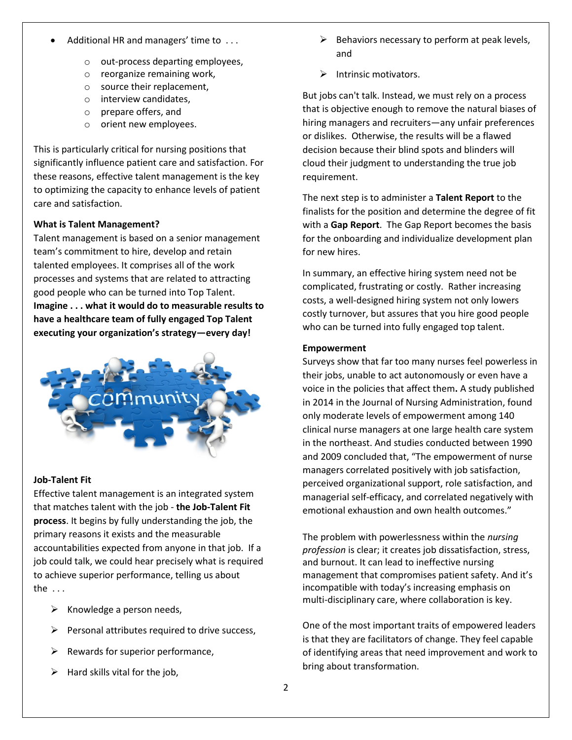- Additional HR and managers' time to . . .
  - out-process departing employees,
  - reorganize remaining work,
  - source their replacement,
  - interview candidates,
  - prepare offers, and
  - orient new employees.

This is particularly critical for nursing positions that significantly influence patient care and satisfaction. For these reasons, effective talent management is the key to optimizing the capacity to enhance levels of patient care and satisfaction.

**What is Talent Management?**

Talent management is based on a senior management team's commitment to hire, develop and retain talented employees. It comprises all of the work processes and systems that are related to attracting good people who can be turned into Top Talent. **Imagine . . . what it would do to measurable results to have a healthcare team of fully engaged Top Talent executing your organization's strategy—every day!**

**Job-Talent Fit**

Effective talent management is an integrated system that matches talent with the job - **the Job-Talent Fit process**. It begins by fully understanding the job, the primary reasons it exists and the measurable accountabilities expected from anyone in that job. If a job could talk, we could hear precisely what is required to achieve superior performance, telling us about the . . .

- Knowledge a person needs,
- Personal attributes required to drive success,
- Rewards for superior performance,
- Hard skills vital for the job,
- Behaviors necessary to perform at peak levels, and
- Intrinsic motivators.

But jobs can't talk. Instead, we must rely on a process that is objective enough to remove the natural biases of hiring managers and recruiters—any unfair preferences or dislikes. Otherwise, the results will be a flawed decision because their blind spots and blinders will cloud their judgment to understanding the true job requirement.

The next step is to administer a **Talent Report** to the finalists for the position and determine the degree of fit with a **Gap Report**. The Gap Report becomes the basis for the onboarding and individualize development plan for new hires.

In summary, an effective hiring system need not be complicated, frustrating or costly. Rather increasing costs, a well-designed hiring system not only lowers costly turnover, but assures that you hire good people who can be turned into fully engaged top talent.

**Empowerment**

Surveys show that far too many nurses feel powerless in their jobs, unable to act autonomously or even have a voice in the policies that affect them**.** A study published in 2014 in the Journal of Nursing Administration, found only moderate levels of empowerment among 140 clinical nurse managers at one large health care system in the northeast. And studies conducted between 1990 and 2009 concluded that, "The empowerment of nurse managers correlated positively with job satisfaction, perceived organizational support, role satisfaction, and managerial self-efficacy, and correlated negatively with emotional exhaustion and own health outcomes."

The problem with powerlessness within the *nursing profession* is clear; it creates job dissatisfaction, stress, and burnout. It can lead to ineffective nursing management that compromises patient safety. And it's incompatible with today's increasing emphasis on multi-disciplinary care, where collaboration is key.

One of the most important traits of empowered leaders is that they are facilitators of change. They feel capable of identifying areas that need improvement and work to bring about transformation.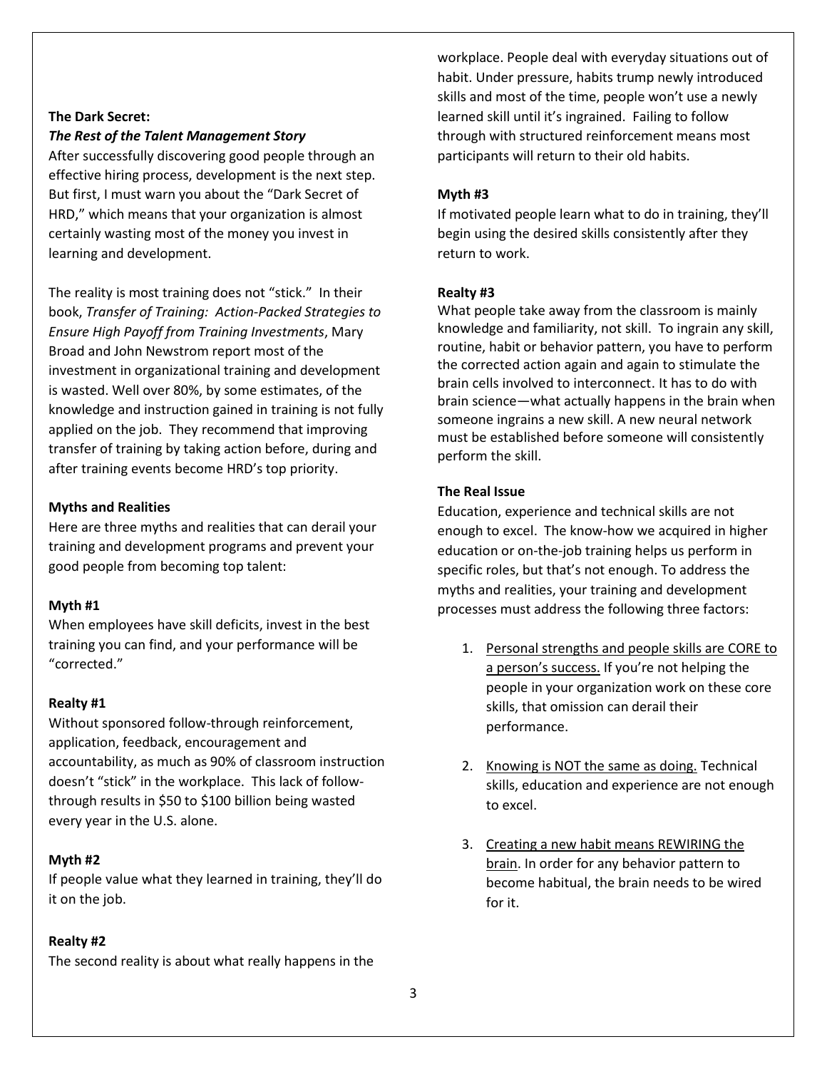**The Dark Secret:**
***The Rest of the Talent Management Story***

After successfully discovering good people through an effective hiring process, development is the next step. But first, I must warn you about the "Dark Secret of HRD," which means that your organization is almost certainly wasting most of the money you invest in learning and development.

The reality is most training does not "stick." In their book, *Transfer of Training: Action-Packed Strategies to Ensure High Payoff from Training Investments*, Mary Broad and John Newstrom report most of the investment in organizational training and development is wasted. Well over 80%, by some estimates, of the knowledge and instruction gained in training is not fully applied on the job. They recommend that improving transfer of training by taking action before, during and after training events become HRD's top priority.

**Myths and Realities**

Here are three myths and realities that can derail your training and development programs and prevent your good people from becoming top talent:

**Myth #1**

When employees have skill deficits, invest in the best training you can find, and your performance will be "corrected."

**Realty #1**

Without sponsored follow-through reinforcement, application, feedback, encouragement and accountability, as much as 90% of classroom instruction doesn't "stick" in the workplace. This lack of follow-through results in \$50 to \$100 billion being wasted every year in the U.S. alone.

**Myth #2**

If people value what they learned in training, they'll do it on the job.

**Realty #2**

The second reality is about what really happens in the workplace. People deal with everyday situations out of habit. Under pressure, habits trump newly introduced skills and most of the time, people won't use a newly learned skill until it's ingrained. Failing to follow through with structured reinforcement means most participants will return to their old habits.

**Myth #3**

If motivated people learn what to do in training, they'll begin using the desired skills consistently after they return to work.

**Realty #3**

What people take away from the classroom is mainly knowledge and familiarity, not skill. To ingrain any skill, routine, habit or behavior pattern, you have to perform the corrected action again and again to stimulate the brain cells involved to interconnect. It has to do with brain science—what actually happens in the brain when someone ingrains a new skill. A new neural network must be established before someone will consistently perform the skill.

**The Real Issue**

Education, experience and technical skills are not enough to excel. The know-how we acquired in higher education or on-the-job training helps us perform in specific roles, but that's not enough. To address the myths and realities, your training and development processes must address the following three factors:

1. <u>Personal strengths and people skills are CORE to a person's success.</u> If you're not helping the people in your organization work on these core skills, that omission can derail their performance.

2. <u>Knowing is NOT the same as doing.</u> Technical skills, education and experience are not enough to excel.

3. <u>Creating a new habit means REWIRING the brain</u>. In order for any behavior pattern to become habitual, the brain needs to be wired for it.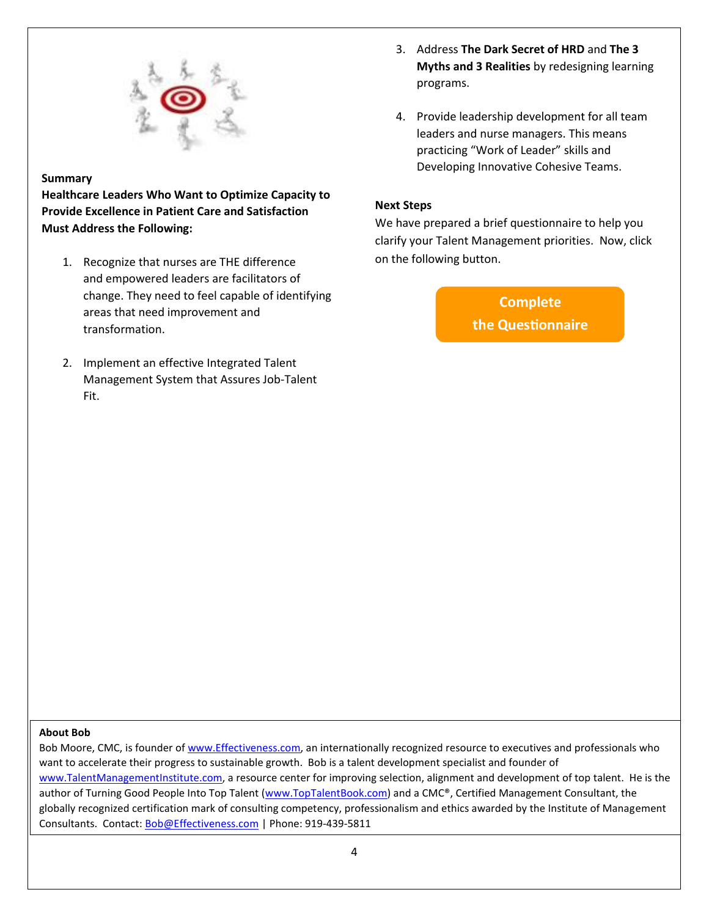**Summary**

**Healthcare Leaders Who Want to Optimize Capacity to Provide Excellence in Patient Care and Satisfaction Must Address the Following:**

1. Recognize that nurses are THE difference and empowered leaders are facilitators of change. They need to feel capable of identifying areas that need improvement and transformation.

2. Implement an effective Integrated Talent Management System that Assures Job-Talent Fit.

3. Address **The Dark Secret of HRD** and **The 3 Myths and 3 Realities** by redesigning learning programs.

4. Provide leadership development for all team leaders and nurse managers. This means practicing "Work of Leader" skills and Developing Innovative Cohesive Teams.

**Next Steps**

We have prepared a brief questionnaire to help you clarify your Talent Management priorities. Now, click on the following button.

**Complete the Questionnaire**

**About Bob**

Bob Moore, CMC, is founder of www.Effectiveness.com, an internationally recognized resource to executives and professionals who want to accelerate their progress to sustainable growth. Bob is a talent development specialist and founder of www.TalentManagementInstitute.com, a resource center for improving selection, alignment and development of top talent. He is the author of Turning Good People Into Top Talent (www.TopTalentBook.com) and a CMC®, Certified Management Consultant, the globally recognized certification mark of consulting competency, professionalism and ethics awarded by the Institute of Management Consultants. Contact: Bob@Effectiveness.com | Phone: 919-439-5811